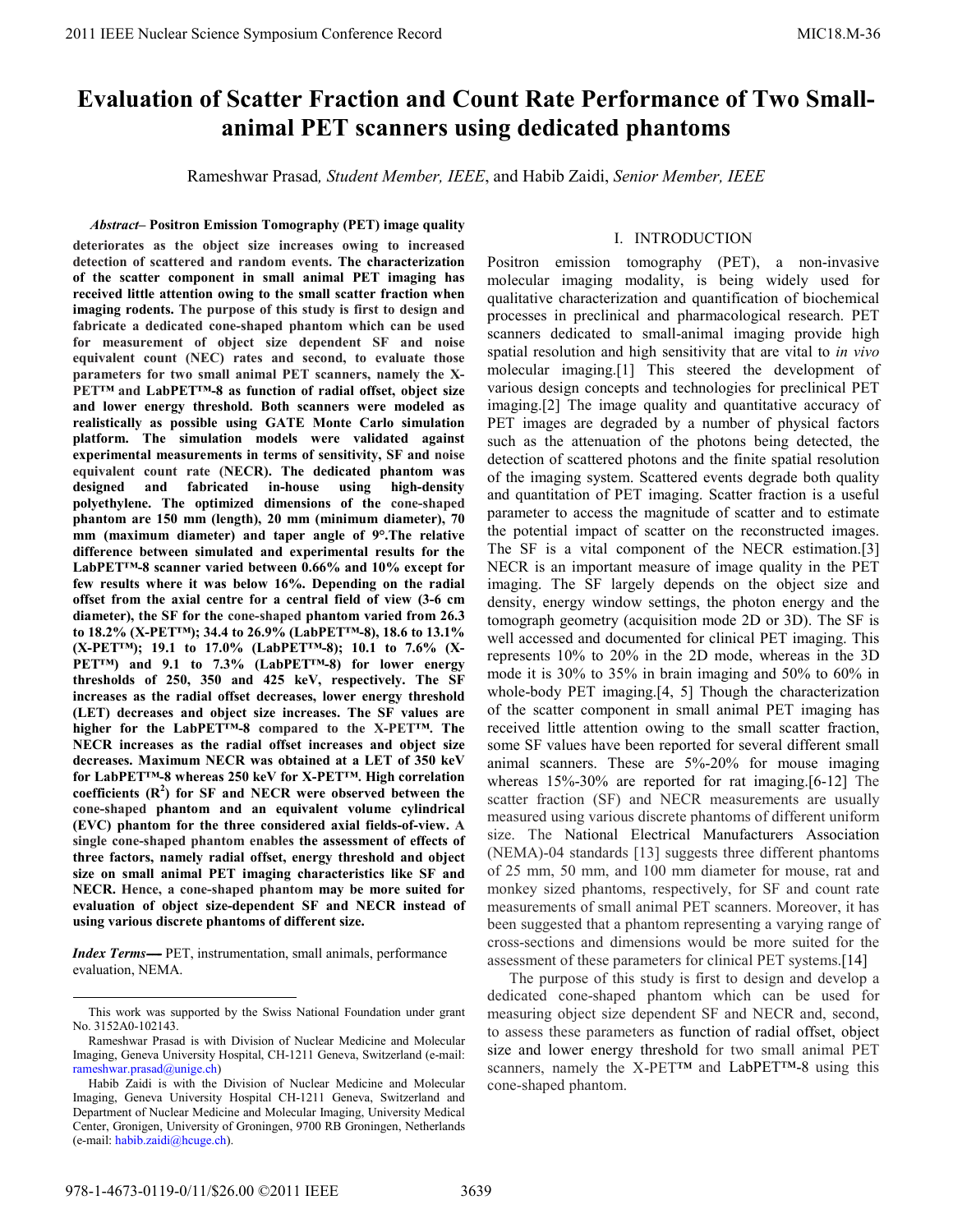# Evaluation of Scatter Fraction and Count Rate Performance of Two Small-animal PET scanners using dedicated phantoms

Rameshwar Prasad, *Student Member, IEEE*, and Habib Zaidi, *Senior Member, IEEE*

***Abstract*– Positron Emission Tomography (PET) image quality deteriorates as the object size increases owing to increased detection of scattered and random events. The characterization of the scatter component in small animal PET imaging has received little attention owing to the small scatter fraction when imaging rodents. The purpose of this study is first to design and fabricate a dedicated cone-shaped phantom which can be used for measurement of object size dependent SF and noise equivalent count (NEC) rates and second, to evaluate those parameters for two small animal PET scanners, namely the X-PET™ and LabPET™-8 as function of radial offset, object size and lower energy threshold. Both scanners were modeled as realistically as possible using GATE Monte Carlo simulation platform. The simulation models were validated against experimental measurements in terms of sensitivity, SF and noise equivalent count rate (NECR). The dedicated phantom was designed and fabricated in-house using high-density polyethylene. The optimized dimensions of the cone-shaped phantom are 150 mm (length), 20 mm (minimum diameter), 70 mm (maximum diameter) and taper angle of 9°.The relative difference between simulated and experimental results for the LabPET™-8 scanner varied between 0.66% and 10% except for few results where it was below 16%. Depending on the radial offset from the axial centre for a central field of view (3-6 cm diameter), the SF for the cone-shaped phantom varied from 26.3 to 18.2% (X-PET™); 34.4 to 26.9% (LabPET™-8), 18.6 to 13.1% (X-PET™); 19.1 to 17.0% (LabPET™-8); 10.1 to 7.6% (X-PET™) and 9.1 to 7.3% (LabPET™-8) for lower energy thresholds of 250, 350 and 425 keV, respectively. The SF increases as the radial offset decreases, lower energy threshold (LET) decreases and object size increases. The SF values are higher for the LabPET™-8 compared to the X-PET™. The NECR increases as the radial offset increases and object size decreases. Maximum NECR was obtained at a LET of 350 keV for LabPET™-8 whereas 250 keV for X-PET™. High correlation coefficients ($R^2$) for SF and NECR were observed between the cone-shaped phantom and an equivalent volume cylindrical (EVC) phantom for the three considered axial fields-of-view. A single cone-shaped phantom enables the assessment of effects of three factors, namely radial offset, energy threshold and object size on small animal PET imaging characteristics like SF and NECR. Hence, a cone-shaped phantom may be more suited for evaluation of object size-dependent SF and NECR instead of using various discrete phantoms of different size.***

***Index Terms*—** PET, instrumentation, small animals, performance evaluation, NEMA.

This work was supported by the Swiss National Foundation under grant No. 3152A0-102143.

Rameshwar Prasad is with Division of Nuclear Medicine and Molecular Imaging, Geneva University Hospital, CH-1211 Geneva, Switzerland (e-mail: rameshwar.prasad@unige.ch)

Habib Zaidi is with the Division of Nuclear Medicine and Molecular Imaging, Geneva University Hospital CH-1211 Geneva, Switzerland and Department of Nuclear Medicine and Molecular Imaging, University Medical Center, Gronigen, University of Groningen, 9700 RB Groningen, Netherlands (e-mail: habib.zaidi@hcuge.ch).

## I. INTRODUCTION

Positron emission tomography (PET), a non-invasive molecular imaging modality, is being widely used for qualitative characterization and quantification of biochemical processes in preclinical and pharmacological research. PET scanners dedicated to small-animal imaging provide high spatial resolution and high sensitivity that are vital to *in vivo* molecular imaging.[1] This steered the development of various design concepts and technologies for preclinical PET imaging.[2] The image quality and quantitative accuracy of PET images are degraded by a number of physical factors such as the attenuation of the photons being detected, the detection of scattered photons and the finite spatial resolution of the imaging system. Scattered events degrade both quality and quantitation of PET imaging. Scatter fraction is a useful parameter to access the magnitude of scatter and to estimate the potential impact of scatter on the reconstructed images. The SF is a vital component of the NECR estimation.[3] NECR is an important measure of image quality in the PET imaging. The SF largely depends on the object size and density, energy window settings, the photon energy and the tomograph geometry (acquisition mode 2D or 3D). The SF is well accessed and documented for clinical PET imaging. This represents 10% to 20% in the 2D mode, whereas in the 3D mode it is 30% to 35% in brain imaging and 50% to 60% in whole-body PET imaging.[4, 5] Though the characterization of the scatter component in small animal PET imaging has received little attention owing to the small scatter fraction, some SF values have been reported for several different small animal scanners. These are 5%-20% for mouse imaging whereas 15%-30% are reported for rat imaging.[6-12] The scatter fraction (SF) and NECR measurements are usually measured using various discrete phantoms of different uniform size. The National Electrical Manufacturers Association (NEMA)-04 standards [13] suggests three different phantoms of 25 mm, 50 mm, and 100 mm diameter for mouse, rat and monkey sized phantoms, respectively, for SF and count rate measurements of small animal PET scanners. Moreover, it has been suggested that a phantom representing a varying range of cross-sections and dimensions would be more suited for the assessment of these parameters for clinical PET systems.[14]

The purpose of this study is first to design and develop a dedicated cone-shaped phantom which can be used for measuring object size dependent SF and NECR and, second, to assess these parameters as function of radial offset, object size and lower energy threshold for two small animal PET scanners, namely the X-PET™ and LabPET™-8 using this cone-shaped phantom.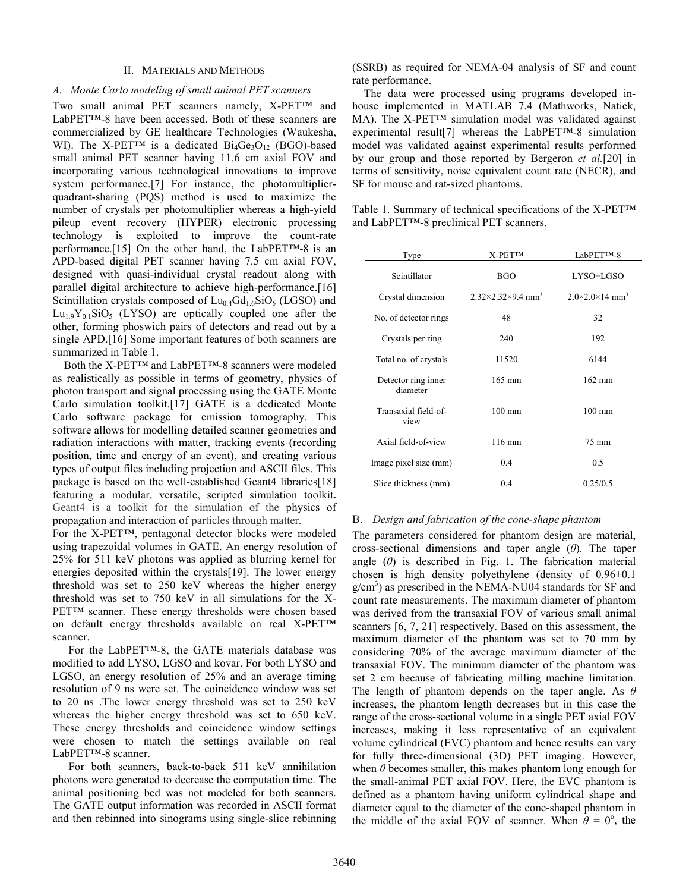## II. Materials and Methods

### *A. Monte Carlo modeling of small animal PET scanners*

Two small animal PET scanners namely, X-PET™ and LabPET™-8 have been accessed. Both of these scanners are commercialized by GE healthcare Technologies (Waukesha, WI). The X-PET™ is a dedicated $Bi_4Ge_3O_{12}$ (BGO)-based small animal PET scanner having 11.6 cm axial FOV and incorporating various technological innovations to improve system performance.[7] For instance, the photomultiplier-quadrant-sharing (PQS) method is used to maximize the number of crystals per photomultiplier whereas a high-yield pileup event recovery (HYPER) electronic processing technology is exploited to improve the count-rate performance.[15] On the other hand, the LabPET™-8 is an APD-based digital PET scanner having 7.5 cm axial FOV, designed with quasi-individual crystal readout along with parallel digital architecture to achieve high-performance.[16] Scintillation crystals composed of $Lu_{0.4}Gd_{1.6}SiO_5$ (LGSO) and $Lu_{1.9}Y_{0.1}SiO_5$ (LYSO) are optically coupled one after the other, forming phoswich pairs of detectors and read out by a single APD.[16] Some important features of both scanners are summarized in Table 1.

Both the X-PET™ and LabPET™-8 scanners were modeled as realistically as possible in terms of geometry, physics of photon transport and signal processing using the GATE Monte Carlo simulation toolkit.[17] GATE is a dedicated Monte Carlo software package for emission tomography. This software allows for modelling detailed scanner geometries and radiation interactions with matter, tracking events (recording position, time and energy of an event), and creating various types of output files including projection and ASCII files. This package is based on the well-established Geant4 libraries[18] featuring a modular, versatile, scripted simulation toolkit**.** Geant4 is a toolkit for the simulation of the physics of propagation and interaction of particles through matter.

For the X-PET™, pentagonal detector blocks were modeled using trapezoidal volumes in GATE. An energy resolution of 25% for 511 keV photons was applied as blurring kernel for energies deposited within the crystals[19]. The lower energy threshold was set to 250 keV whereas the higher energy threshold was set to 750 keV in all simulations for the X-PET™ scanner. These energy thresholds were chosen based on default energy thresholds available on real X-PET™ scanner.

For the LabPET™-8, the GATE materials database was modified to add LYSO, LGSO and kovar. For both LYSO and LGSO, an energy resolution of 25% and an average timing resolution of 9 ns were set. The coincidence window was set to 20 ns .The lower energy threshold was set to 250 keV whereas the higher energy threshold was set to 650 keV. These energy thresholds and coincidence window settings were chosen to match the settings available on real LabPET™-8 scanner.

For both scanners, back-to-back 511 keV annihilation photons were generated to decrease the computation time. The animal positioning bed was not modeled for both scanners. The GATE output information was recorded in ASCII format and then rebinned into sinograms using single-slice rebinning (SSRB) as required for NEMA-04 analysis of SF and count rate performance.

The data were processed using programs developed in-house implemented in MATLAB 7.4 (Mathworks, Natick, MA). The X-PET™ simulation model was validated against experimental result[7] whereas the LabPET™-8 simulation model was validated against experimental results performed by our group and those reported by Bergeron *et al.*[20] in terms of sensitivity, noise equivalent count rate (NECR), and SF for mouse and rat-sized phantoms.

Table 1. Summary of technical specifications of the X-PET™ and LabPET™-8 preclinical PET scanners.

| Type | X-PET™ | LabPET™-8 |
|---|---|---|
| Scintillator | BGO | LYSO+LGSO |
| Crystal dimension | 2.32×2.32×9.4 mm$^3$ | 2.0×2.0×14 mm$^3$ |
| No. of detector rings | 48 | 32 |
| Crystals per ring | 240 | 192 |
| Total no. of crystals | 11520 | 6144 |
| Detector ring inner diameter | 165 mm | 162 mm |
| Transaxial field-of-view | 100 mm | 100 mm |
| Axial field-of-view | 116 mm | 75 mm |
| Image pixel size (mm) | 0.4 | 0.5 |
| Slice thickness (mm) | 0.4 | 0.25/0.5 |

### B. *Design and fabrication of the cone-shape phantom*

The parameters considered for phantom design are material, cross-sectional dimensions and taper angle ($\theta$). The taper angle ($\theta$) is described in Fig. 1. The fabrication material chosen is high density polyethylene (density of 0.96±0.1 g/cm$^3$) as prescribed in the NEMA-NU04 standards for SF and count rate measurements. The maximum diameter of phantom was derived from the transaxial FOV of various small animal scanners [6, 7, 21] respectively. Based on this assessment, the maximum diameter of the phantom was set to 70 mm by considering 70% of the average maximum diameter of the transaxial FOV. The minimum diameter of the phantom was set 2 cm because of fabricating milling machine limitation. The length of phantom depends on the taper angle. As $\theta$ increases, the phantom length decreases but in this case the range of the cross-sectional volume in a single PET axial FOV increases, making it less representative of an equivalent volume cylindrical (EVC) phantom and hence results can vary for fully three-dimensional (3D) PET imaging. However, when $\theta$ becomes smaller, this makes phantom long enough for the small-animal PET axial FOV. Here, the EVC phantom is defined as a phantom having uniform cylindrical shape and diameter equal to the diameter of the cone-shaped phantom in the middle of the axial FOV of scanner. When $\theta = 0^o$, the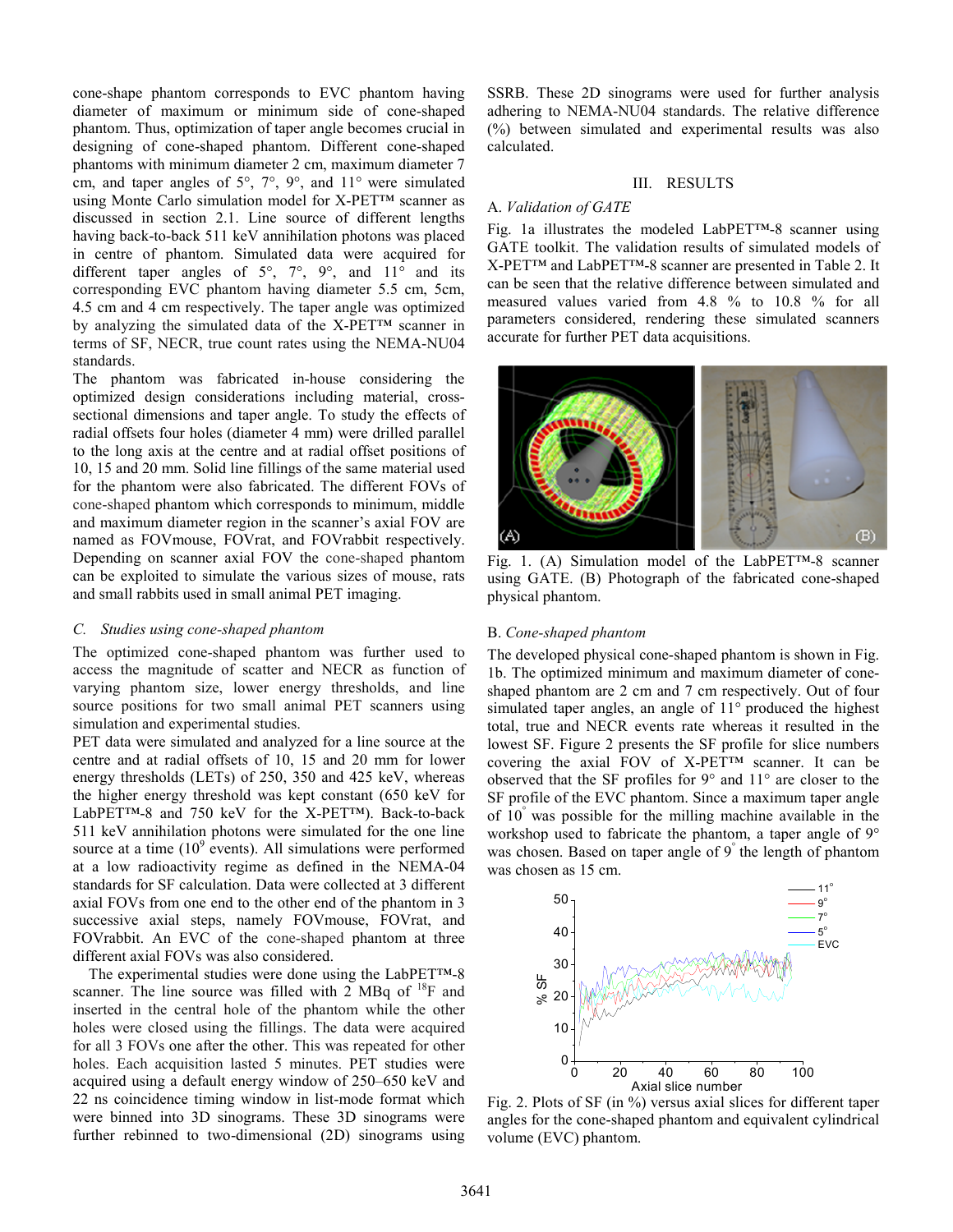cone-shape phantom corresponds to EVC phantom having diameter of maximum or minimum side of cone-shaped phantom. Thus, optimization of taper angle becomes crucial in designing of cone-shaped phantom. Different cone-shaped phantoms with minimum diameter 2 cm, maximum diameter 7 cm, and taper angles of 5°, 7°, 9°, and 11° were simulated using Monte Carlo simulation model for X-PET™ scanner as discussed in section 2.1. Line source of different lengths having back-to-back 511 keV annihilation photons was placed in centre of phantom. Simulated data were acquired for different taper angles of 5°, 7°, 9°, and 11° and its corresponding EVC phantom having diameter 5.5 cm, 5cm, 4.5 cm and 4 cm respectively. The taper angle was optimized by analyzing the simulated data of the X-PET™ scanner in terms of SF, NECR, true count rates using the NEMA-NU04 standards.

The phantom was fabricated in-house considering the optimized design considerations including material, cross-sectional dimensions and taper angle. To study the effects of radial offsets four holes (diameter 4 mm) were drilled parallel to the long axis at the centre and at radial offset positions of 10, 15 and 20 mm. Solid line fillings of the same material used for the phantom were also fabricated. The different FOVs of cone-shaped phantom which corresponds to minimum, middle and maximum diameter region in the scanner's axial FOV are named as FOVmouse, FOVrat, and FOVrabbit respectively. Depending on scanner axial FOV the cone-shaped phantom can be exploited to simulate the various sizes of mouse, rats and small rabbits used in small animal PET imaging.

### C. *Studies using cone-shaped phantom*

The optimized cone-shaped phantom was further used to access the magnitude of scatter and NECR as function of varying phantom size, lower energy thresholds, and line source positions for two small animal PET scanners using simulation and experimental studies.

PET data were simulated and analyzed for a line source at the centre and at radial offsets of 10, 15 and 20 mm for lower energy thresholds (LETs) of 250, 350 and 425 keV, whereas the higher energy threshold was kept constant (650 keV for LabPET™-8 and 750 keV for the X-PET™). Back-to-back 511 keV annihilation photons were simulated for the one line source at a time ($10^9$ events). All simulations were performed at a low radioactivity regime as defined in the NEMA-04 standards for SF calculation. Data were collected at 3 different axial FOVs from one end to the other end of the phantom in 3 successive axial steps, namely FOVmouse, FOVrat, and FOVrabbit. An EVC of the cone-shaped phantom at three different axial FOVs was also considered.

The experimental studies were done using the LabPET™-8 scanner. The line source was filled with 2 MBq of $^{18}$F and inserted in the central hole of the phantom while the other holes were closed using the fillings. The data were acquired for all 3 FOVs one after the other. This was repeated for other holes. Each acquisition lasted 5 minutes. PET studies were acquired using a default energy window of 250–650 keV and 22 ns coincidence timing window in list-mode format which were binned into 3D sinograms. These 3D sinograms were further rebinned to two-dimensional (2D) sinograms using SSRB. These 2D sinograms were used for further analysis adhering to NEMA-NU04 standards. The relative difference (%) between simulated and experimental results was also calculated.

## III. RESULTS

### A. *Validation of GATE*

Fig. 1a illustrates the modeled LabPET™-8 scanner using GATE toolkit. The validation results of simulated models of X-PET™ and LabPET™-8 scanner are presented in Table 2. It can be seen that the relative difference between simulated and measured values varied from 4.8 % to 10.8 % for all parameters considered, rendering these simulated scanners accurate for further PET data acquisitions.

Fig. 1. (A) Simulation model of the LabPET™-8 scanner using GATE. (B) Photograph of the fabricated cone-shaped physical phantom.

### B. *Cone-shaped phantom*

The developed physical cone-shaped phantom is shown in Fig. 1b. The optimized minimum and maximum diameter of cone-shaped phantom are 2 cm and 7 cm respectively. Out of four simulated taper angles, an angle of 11° produced the highest total, true and NECR events rate whereas it resulted in the lowest SF. Figure 2 presents the SF profile for slice numbers covering the axial FOV of X-PET™ scanner. It can be observed that the SF profiles for 9° and 11° are closer to the SF profile of the EVC phantom. Since a maximum taper angle of 10° was possible for the milling machine available in the workshop used to fabricate the phantom, a taper angle of 9° was chosen. Based on taper angle of 9° the length of phantom was chosen as 15 cm.

Fig. 2. Plots of SF (in %) versus axial slices for different taper angles for the cone-shaped phantom and equivalent cylindrical volume (EVC) phantom.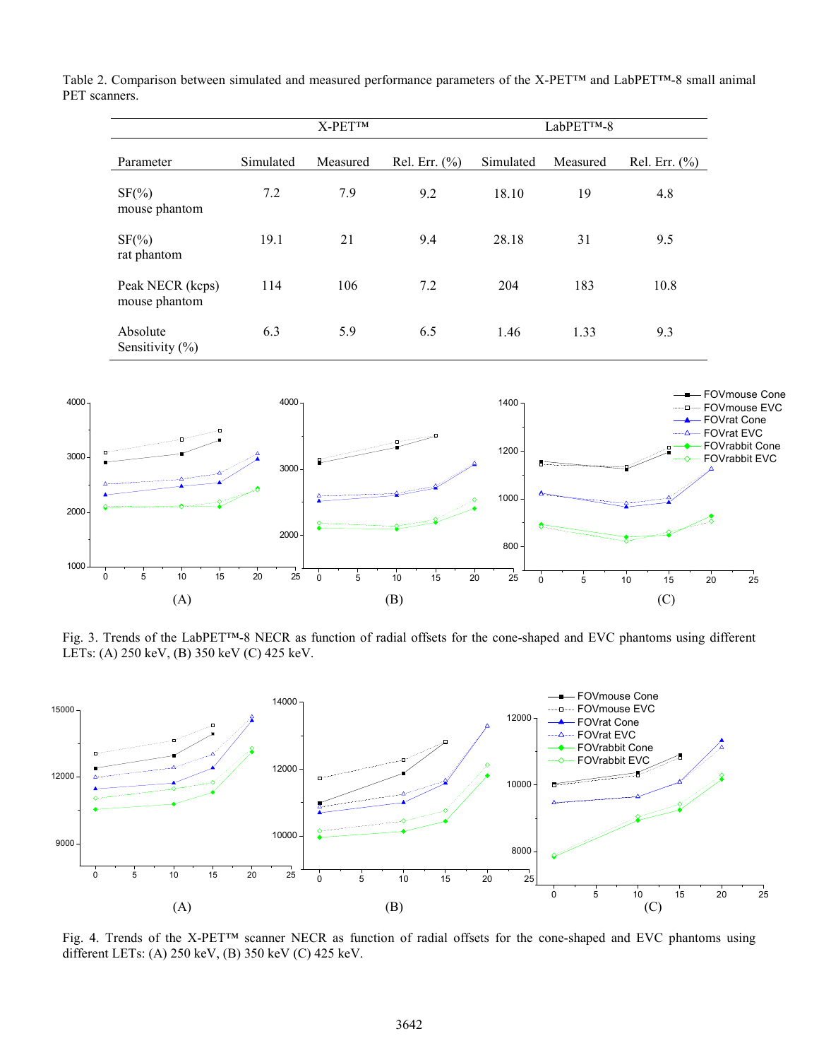Table 2. Comparison between simulated and measured performance parameters of the X-PET™ and LabPET™-8 small animal PET scanners.

| | X-PET™ | | | LabPET™-8 | | |
|---|---|---|---|---|---|---|
| Parameter | Simulated | Measured | Rel. Err. (%) | Simulated | Measured | Rel. Err. (%) |
| SF(%) mouse phantom | 7.2 | 7.9 | 9.2 | 18.10 | 19 | 4.8 |
| SF(%) rat phantom | 19.1 | 21 | 9.4 | 28.18 | 31 | 9.5 |
| Peak NECR (kcps) mouse phantom | 114 | 106 | 7.2 | 204 | 183 | 10.8 |
| Absolute Sensitivity (%) | 6.3 | 5.9 | 6.5 | 1.46 | 1.33 | 9.3 |

Fig. 3. Trends of the LabPET™-8 NECR as function of radial offsets for the cone-shaped and EVC phantoms using different LETs: (A) 250 keV, (B) 350 keV (C) 425 keV.

Fig. 4. Trends of the X-PET™ scanner NECR as function of radial offsets for the cone-shaped and EVC phantoms using different LETs: (A) 250 keV, (B) 350 keV (C) 425 keV.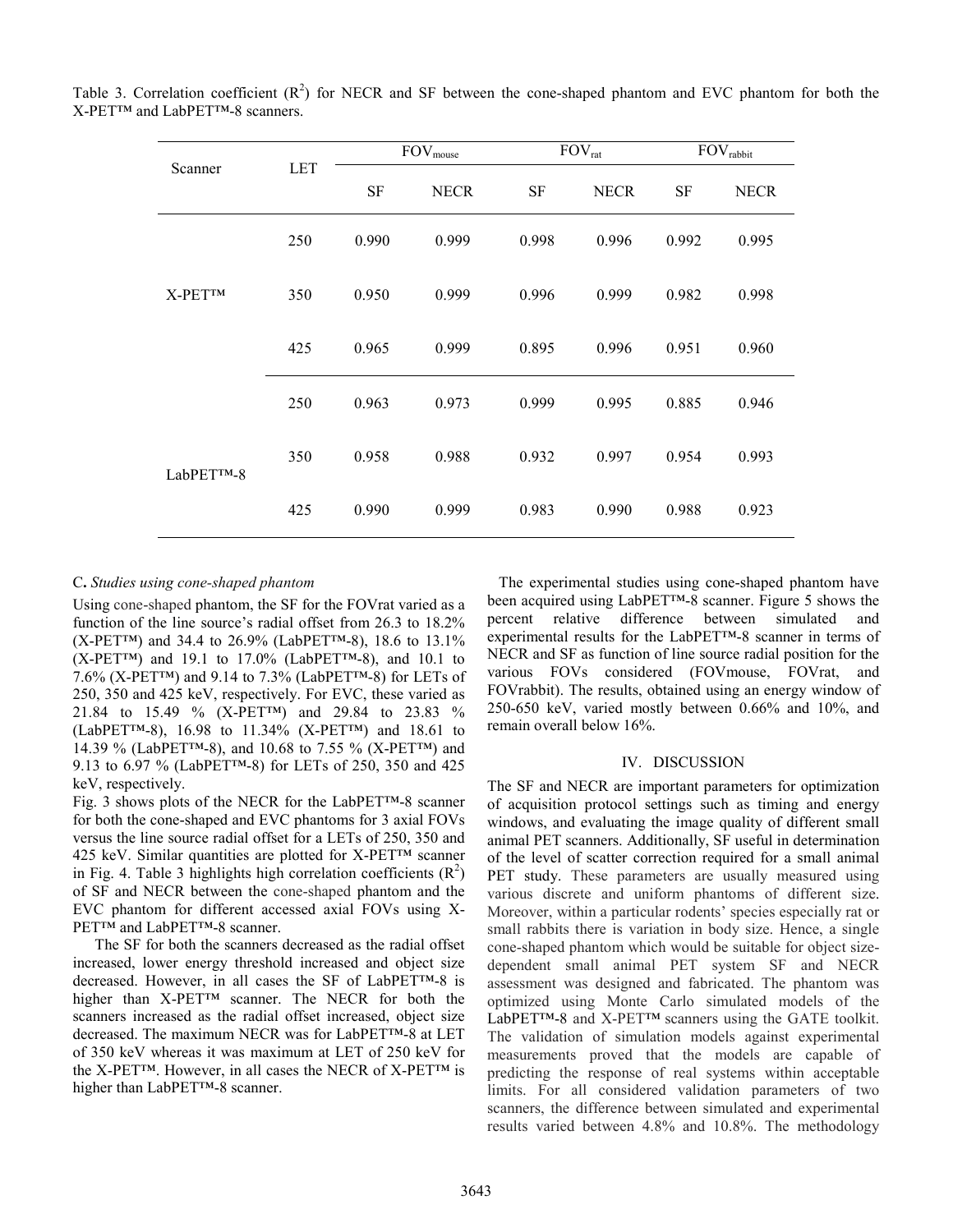Table 3. Correlation coefficient ($R^2$) for NECR and SF between the cone-shaped phantom and EVC phantom for both the X-PET™ and LabPET™-8 scanners.

| Scanner | LET | $FOV_{mouse}$ | | $FOV_{rat}$ | | $FOV_{rabbit}$ | |
|---|---|---|---|---|---|---|---|
| | | SF | NECR | SF | NECR | SF | NECR |
| X-PET™ | 250 | 0.990 | 0.999 | 0.998 | 0.996 | 0.992 | 0.995 |
| | 350 | 0.950 | 0.999 | 0.996 | 0.999 | 0.982 | 0.998 |
| | 425 | 0.965 | 0.999 | 0.895 | 0.996 | 0.951 | 0.960 |
| LabPET™-8 | 250 | 0.963 | 0.973 | 0.999 | 0.995 | 0.885 | 0.946 |
| | 350 | 0.958 | 0.988 | 0.932 | 0.997 | 0.954 | 0.993 |
| | 425 | 0.990 | 0.999 | 0.983 | 0.990 | 0.988 | 0.923 |

### C. *Studies using cone-shaped phantom*

Using cone-shaped phantom, the SF for the FOVrat varied as a function of the line source's radial offset from 26.3 to 18.2% (X-PET™) and 34.4 to 26.9% (LabPET™-8), 18.6 to 13.1% (X-PET™) and 19.1 to 17.0% (LabPET™-8), and 10.1 to 7.6% (X-PET™) and 9.14 to 7.3% (LabPET™-8) for LETs of 250, 350 and 425 keV, respectively. For EVC, these varied as 21.84 to 15.49 % (X-PET™) and 29.84 to 23.83 % (LabPET™-8), 16.98 to 11.34% (X-PET™) and 18.61 to 14.39 % (LabPET™-8), and 10.68 to 7.55 % (X-PET™) and 9.13 to 6.97 % (LabPET™-8) for LETs of 250, 350 and 425 keV, respectively.

Fig. 3 shows plots of the NECR for the LabPET™-8 scanner for both the cone-shaped and EVC phantoms for 3 axial FOVs versus the line source radial offset for a LETs of 250, 350 and 425 keV. Similar quantities are plotted for X-PET™ scanner in Fig. 4. Table 3 highlights high correlation coefficients ($R^2$) of SF and NECR between the cone-shaped phantom and the EVC phantom for different accessed axial FOVs using X-PET™ and LabPET™-8 scanner.

The SF for both the scanners decreased as the radial offset increased, lower energy threshold increased and object size decreased. However, in all cases the SF of LabPET™-8 is higher than X-PET™ scanner. The NECR for both the scanners increased as the radial offset increased, object size decreased. The maximum NECR was for LabPET™-8 at LET of 350 keV whereas it was maximum at LET of 250 keV for the X-PET™. However, in all cases the NECR of X-PET™ is higher than LabPET™-8 scanner.

The experimental studies using cone-shaped phantom have been acquired using LabPET™-8 scanner. Figure 5 shows the percent relative difference between simulated and experimental results for the LabPET™-8 scanner in terms of NECR and SF as function of line source radial position for the various FOVs considered (FOVmouse, FOVrat, and FOVrabbit). The results, obtained using an energy window of 250-650 keV, varied mostly between 0.66% and 10%, and remain overall below 16%.

## IV. Discussion

The SF and NECR are important parameters for optimization of acquisition protocol settings such as timing and energy windows, and evaluating the image quality of different small animal PET scanners. Additionally, SF useful in determination of the level of scatter correction required for a small animal PET study. These parameters are usually measured using various discrete and uniform phantoms of different size. Moreover, within a particular rodents' species especially rat or small rabbits there is variation in body size. Hence, a single cone-shaped phantom which would be suitable for object size-dependent small animal PET system SF and NECR assessment was designed and fabricated. The phantom was optimized using Monte Carlo simulated models of the LabPET™-8 and X-PET™ scanners using the GATE toolkit. The validation of simulation models against experimental measurements proved that the models are capable of predicting the response of real systems within acceptable limits. For all considered validation parameters of two scanners, the difference between simulated and experimental results varied between 4.8% and 10.8%. The methodology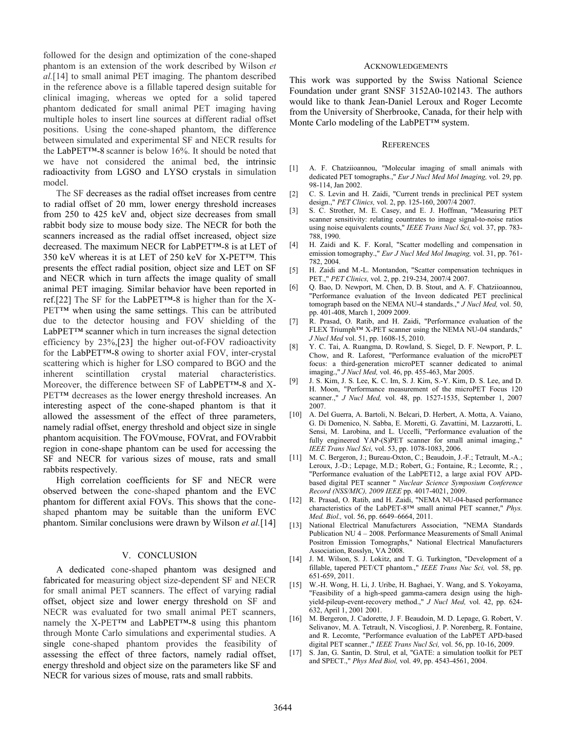followed for the design and optimization of the cone-shaped phantom is an extension of the work described by Wilson *et al.*[14] to small animal PET imaging. The phantom described in the reference above is a fillable tapered design suitable for clinical imaging, whereas we opted for a solid tapered phantom dedicated for small animal PET imaging having multiple holes to insert line sources at different radial offset positions. Using the cone-shaped phantom, the difference between simulated and experimental SF and NECR results for the LabPET™-8 scanner is below 16%. It should be noted that we have not considered the animal bed, the intrinsic radioactivity from LGSO and LYSO crystals in simulation model.

The SF decreases as the radial offset increases from centre to radial offset of 20 mm, lower energy threshold increases from 250 to 425 keV and, object size decreases from small rabbit body size to mouse body size. The NECR for both the scanners increased as the radial offset increased, object size decreased. The maximum NECR for LabPET™-8 is at LET of 350 keV whereas it is at LET of 250 keV for X-PET™. This presents the effect radial position, object size and LET on SF and NECR which in turn affects the image quality of small animal PET imaging. Similar behavior have been reported in ref.[22] The SF for the LabPET™-8 is higher than for the X-PET™ when using the same settings. This can be attributed due to the detector housing and FOV shielding of the LabPET™ scanner which in turn increases the signal detection efficiency by 23%,[23] the higher out-of-FOV radioactivity for the LabPET™-8 owing to shorter axial FOV, inter-crystal scattering which is higher for LSO compared to BGO and the inherent scintillation crystal material characteristics. Moreover, the difference between SF of LabPET™-8 and X-PET™ decreases as the lower energy threshold increases. An interesting aspect of the cone-shaped phantom is that it allowed the assessment of the effect of three parameters, namely radial offset, energy threshold and object size in single phantom acquisition. The FOVmouse, FOVrat, and FOVrabbit region in cone-shape phantom can be used for accessing the SF and NECR for various sizes of mouse, rats and small rabbits respectively.

High correlation coefficients for SF and NECR were observed between the cone-shaped phantom and the EVC phantom for different axial FOVs. This shows that the cone-shaped phantom may be suitable than the uniform EVC phantom. Similar conclusions were drawn by Wilson *et al.*[14]

## V. Conclusion

A dedicated cone-shaped phantom was designed and fabricated for measuring object size-dependent SF and NECR for small animal PET scanners. The effect of varying radial offset, object size and lower energy threshold on SF and NECR was evaluated for two small animal PET scanners, namely the X-PET™ and LabPET™-8 using this phantom through Monte Carlo simulations and experimental studies. A single cone-shaped phantom provides the feasibility of assessing the effect of three factors, namely radial offset, energy threshold and object size on the parameters like SF and NECR for various sizes of mouse, rats and small rabbits.

## Acknowledgements

This work was supported by the Swiss National Science Foundation under grant SNSF 3152A0-102143. The authors would like to thank Jean-Daniel Leroux and Roger Lecomte from the University of Sherbrooke, Canada, for their help with Monte Carlo modeling of the LabPET™ system.

## References

[1] A. F. Chatziioannou, "Molecular imaging of small animals with dedicated PET tomographs.," *Eur J Nucl Med Mol Imaging,* vol. 29, pp. 98-114, Jan 2002.

[2] C. S. Levin and H. Zaidi, "Current trends in preclinical PET system design.," *PET Clinics,* vol. 2, pp. 125-160, 2007/4 2007.

[3] S. C. Strother, M. E. Casey, and E. J. Hoffman, "Measuring PET scanner sensitivity: relating countrates to image signal-to-noise ratios using noise equivalents counts," *IEEE Trans Nucl Sci,* vol. 37, pp. 783-788, 1990.

[4] H. Zaidi and K. F. Koral, "Scatter modelling and compensation in emission tomography.," *Eur J Nucl Med Mol Imaging,* vol. 31, pp. 761-782, 2004.

[5] H. Zaidi and M.-L. Montandon, "Scatter compensation techniques in PET.," *PET Clinics,* vol. 2, pp. 219-234, 2007/4 2007.

[6] Q. Bao, D. Newport, M. Chen, D. B. Stout, and A. F. Chatziioannou, "Performance evaluation of the Inveon dedicated PET preclinical tomograph based on the NEMA NU-4 standards.," *J Nucl Med,* vol. 50, pp. 401-408, March 1, 2009 2009.

[7] R. Prasad, O. Ratib, and H. Zaidi, "Performance evaluation of the FLEX Triumph™ X-PET scanner using the NEMA NU-04 standards," *J Nucl Med* vol. 51, pp. 1608-15, 2010.

[8] Y. C. Tai, A. Ruangma, D. Rowland, S. Siegel, D. F. Newport, P. L. Chow, and R. Laforest, "Performance evaluation of the microPET focus: a third-generation microPET scanner dedicated to animal imaging.," *J Nucl Med,* vol. 46, pp. 455-463, Mar 2005.

[9] J. S. Kim, J. S. Lee, K. C. Im, S. J. Kim, S.-Y. Kim, D. S. Lee, and D. H. Moon, "Performance measurement of the microPET Focus 120 scanner.," *J Nucl Med,* vol. 48, pp. 1527-1535, September 1, 2007 2007.

[10] A. Del Guerra, A. Bartoli, N. Belcari, D. Herbert, A. Motta, A. Vaiano, G. Di Domenico, N. Sabba, E. Moretti, G. Zavattini, M. Lazzarotti, L. Sensi, M. Larobina, and L. Uccelli, "Performance evaluation of the fully engineered YAP-(S)PET scanner for small animal imaging.," *IEEE Trans Nucl Sci,* vol. 53, pp. 1078-1083, 2006.

[11] M. C. Bergeron, J.; Bureau-Oxton, C.; Beaudoin, J.-F.; Tetrault, M.-A.; Leroux, J.-D.; Lepage, M.D.; Robert, G.; Fontaine, R.; Lecomte, R.; , "Performance evaluation of the LabPET12, a large axial FOV APD-based digital PET scanner " *Nuclear Science Symposium Conference Record (NSS/MIC), 2009 IEEE* pp. 4017-4021, 2009.

[12] R. Prasad, O. Ratib, and H. Zaidi, "NEMA NU-04-based performance characteristics of the LabPET-8™ small animal PET scanner," *Phys. Med. Biol.,* vol. 56, pp. 6649–6664, 2011.

[13] National Electrical Manufacturers Association, "NEMA Standards Publication NU 4 – 2008. Performance Measurements of Small Animal Positron Emission Tomographs," National Electrical Manufacturers Association, Rosslyn, VA 2008.

[14] J. M. Wilson, S. J. Lokitz, and T. G. Turkington, "Development of a fillable, tapered PET/CT phantom.," *IEEE Trans Nuc Sci,* vol. 58, pp. 651-659, 2011.

[15] W.-H. Wong, H. Li, J. Uribe, H. Baghaei, Y. Wang, and S. Yokoyama, "Feasibility of a high-speed gamma-camera design using the high-yield-pileup-event-recovery method.," *J Nucl Med,* vol. 42, pp. 624-632, April 1, 2001 2001.

[16] M. Bergeron, J. Cadorette, J. F. Beaudoin, M. D. Lepage, G. Robert, V. Selivanov, M. A. Tetrault, N. Viscogliosi, J. P. Norenberg, R. Fontaine, and R. Lecomte, "Performance evaluation of the LabPET APD-based digital PET scanner.," *IEEE Trans Nucl Sci,* vol. 56, pp. 10-16, 2009.

[17] S. Jan, G. Santin, D. Strul, et al, "GATE: a simulation toolkit for PET and SPECT.," *Phys Med Biol,* vol. 49, pp. 4543-4561, 2004.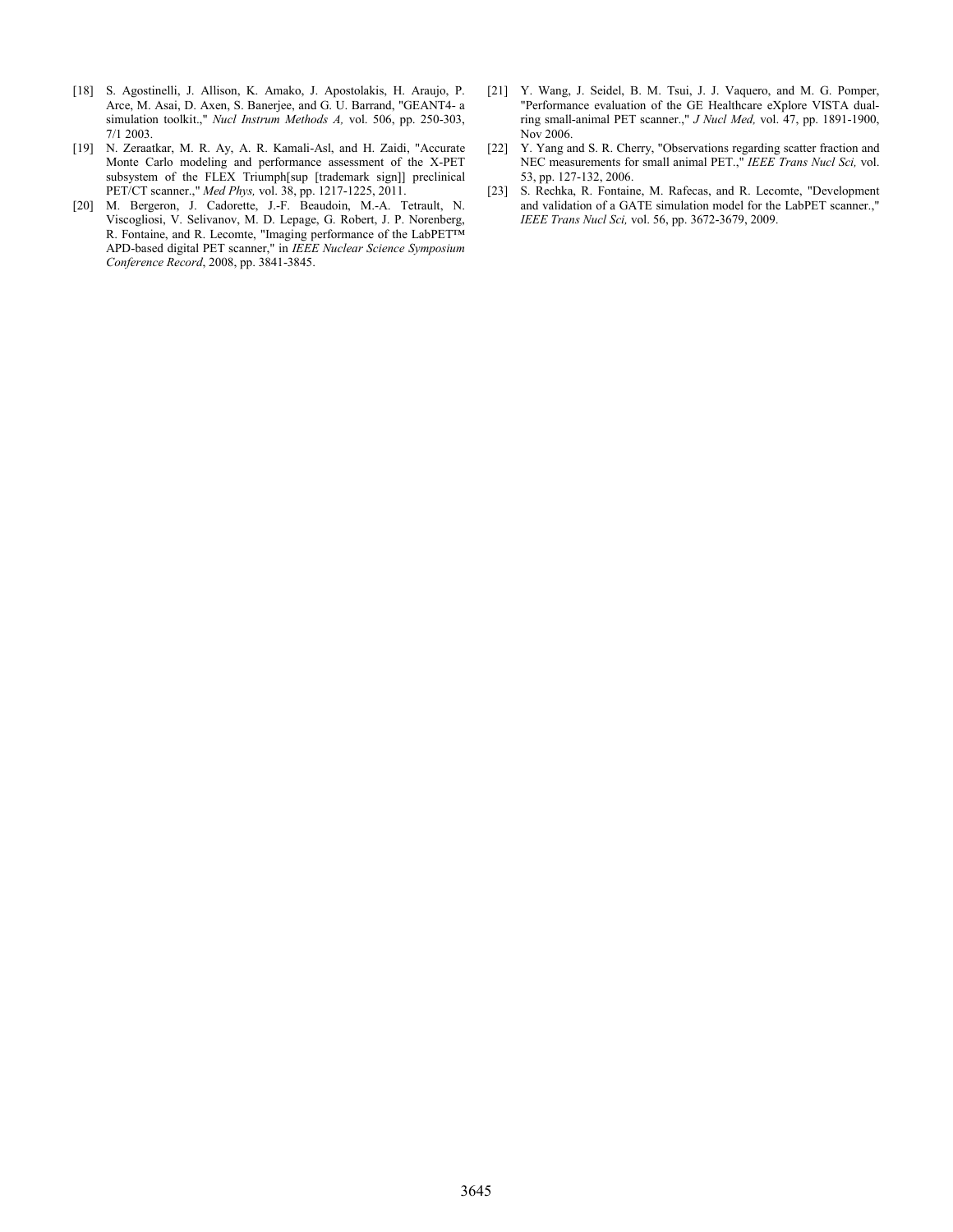[18] S. Agostinelli, J. Allison, K. Amako, J. Apostolakis, H. Araujo, P. Arce, M. Asai, D. Axen, S. Banerjee, and G. U. Barrand, "GEANT4- a simulation toolkit.," *Nucl Instrum Methods A,* vol. 506, pp. 250-303, 7/1 2003.

[19] N. Zeraatkar, M. R. Ay, A. R. Kamali-Asl, and H. Zaidi, "Accurate Monte Carlo modeling and performance assessment of the X-PET subsystem of the FLEX Triumph[sup [trademark sign]] preclinical PET/CT scanner.," *Med Phys,* vol. 38, pp. 1217-1225, 2011.

[20] M. Bergeron, J. Cadorette, J.-F. Beaudoin, M.-A. Tetrault, N. Viscogliosi, V. Selivanov, M. D. Lepage, G. Robert, J. P. Norenberg, R. Fontaine, and R. Lecomte, "Imaging performance of the LabPET™ APD-based digital PET scanner," in *IEEE Nuclear Science Symposium Conference Record*, 2008, pp. 3841-3845.

[21] Y. Wang, J. Seidel, B. M. Tsui, J. J. Vaquero, and M. G. Pomper, "Performance evaluation of the GE Healthcare eXplore VISTA dual-ring small-animal PET scanner.," *J Nucl Med,* vol. 47, pp. 1891-1900, Nov 2006.

[22] Y. Yang and S. R. Cherry, "Observations regarding scatter fraction and NEC measurements for small animal PET.," *IEEE Trans Nucl Sci,* vol. 53, pp. 127-132, 2006.

[23] S. Rechka, R. Fontaine, M. Rafecas, and R. Lecomte, "Development and validation of a GATE simulation model for the LabPET scanner.," *IEEE Trans Nucl Sci,* vol. 56, pp. 3672-3679, 2009.